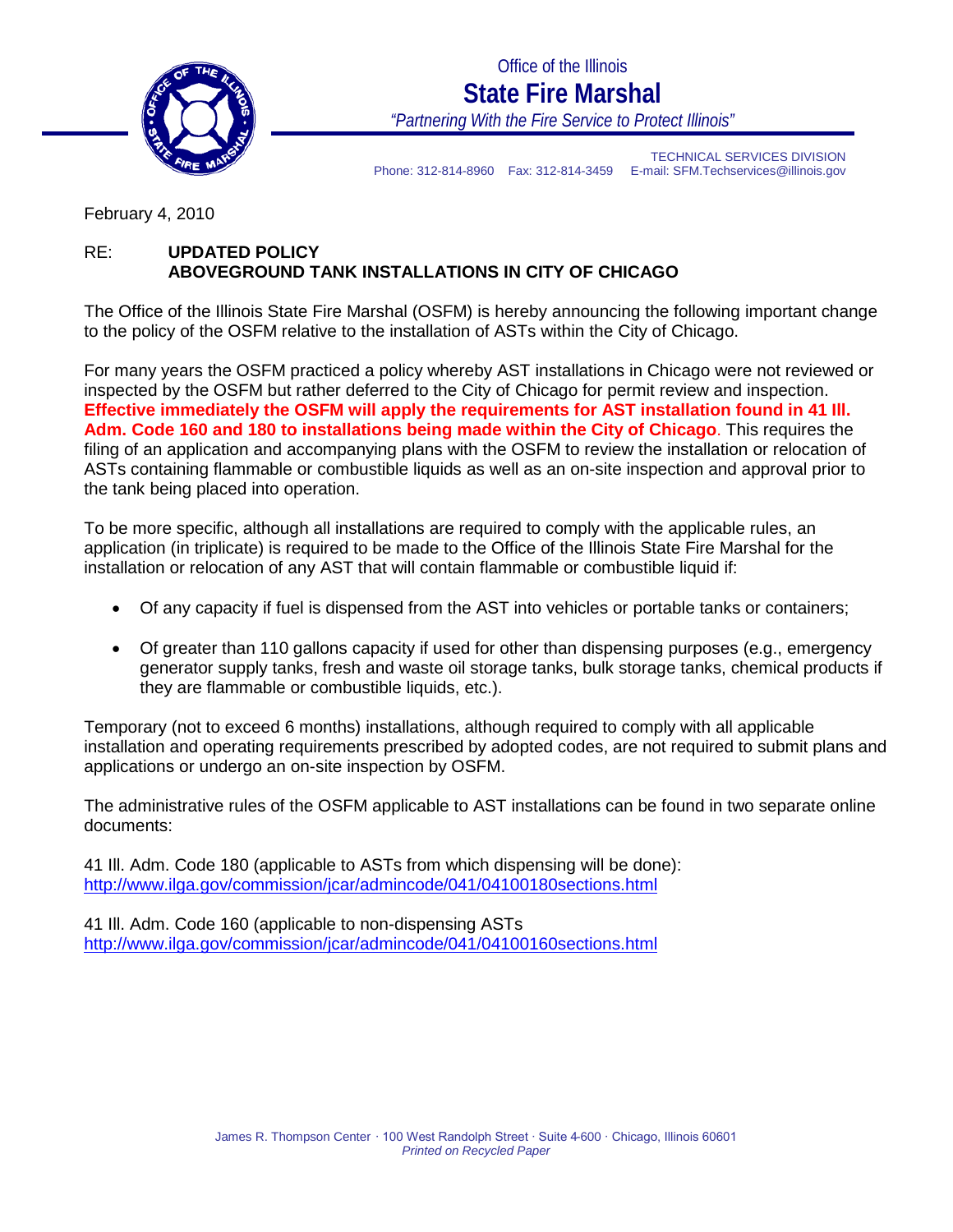Office of the Illinois

# State Fire Marshal

*"Partnering With the Fire Service to Protect Illinois"*

TECHNICAL SERVICES DIVISION
Phone: 312-814-8960 Fax: 312-814-3459 E-mail: SFM.Techservices@illinois.gov

February 4, 2010

RE: **UPDATED POLICY**
**ABOVEGROUND TANK INSTALLATIONS IN CITY OF CHICAGO**

The Office of the Illinois State Fire Marshal (OSFM) is hereby announcing the following important change to the policy of the OSFM relative to the installation of ASTs within the City of Chicago.

For many years the OSFM practiced a policy whereby AST installations in Chicago were not reviewed or inspected by the OSFM but rather deferred to the City of Chicago for permit review and inspection. **Effective immediately the OSFM will apply the requirements for AST installation found in 41 Ill. Adm. Code 160 and 180 to installations being made within the City of Chicago**. This requires the filing of an application and accompanying plans with the OSFM to review the installation or relocation of ASTs containing flammable or combustible liquids as well as an on-site inspection and approval prior to the tank being placed into operation.

To be more specific, although all installations are required to comply with the applicable rules, an application (in triplicate) is required to be made to the Office of the Illinois State Fire Marshal for the installation or relocation of any AST that will contain flammable or combustible liquid if:

- Of any capacity if fuel is dispensed from the AST into vehicles or portable tanks or containers;
- Of greater than 110 gallons capacity if used for other than dispensing purposes (e.g., emergency generator supply tanks, fresh and waste oil storage tanks, bulk storage tanks, chemical products if they are flammable or combustible liquids, etc.).

Temporary (not to exceed 6 months) installations, although required to comply with all applicable installation and operating requirements prescribed by adopted codes, are not required to submit plans and applications or undergo an on-site inspection by OSFM.

The administrative rules of the OSFM applicable to AST installations can be found in two separate online documents:

41 Ill. Adm. Code 180 (applicable to ASTs from which dispensing will be done):
http://www.ilga.gov/commission/jcar/admincode/041/04100180sections.html

41 Ill. Adm. Code 160 (applicable to non-dispensing ASTs
http://www.ilga.gov/commission/jcar/admincode/041/04100160sections.html

James R. Thompson Center · 100 West Randolph Street · Suite 4-600 · Chicago, Illinois 60601
*Printed on Recycled Paper*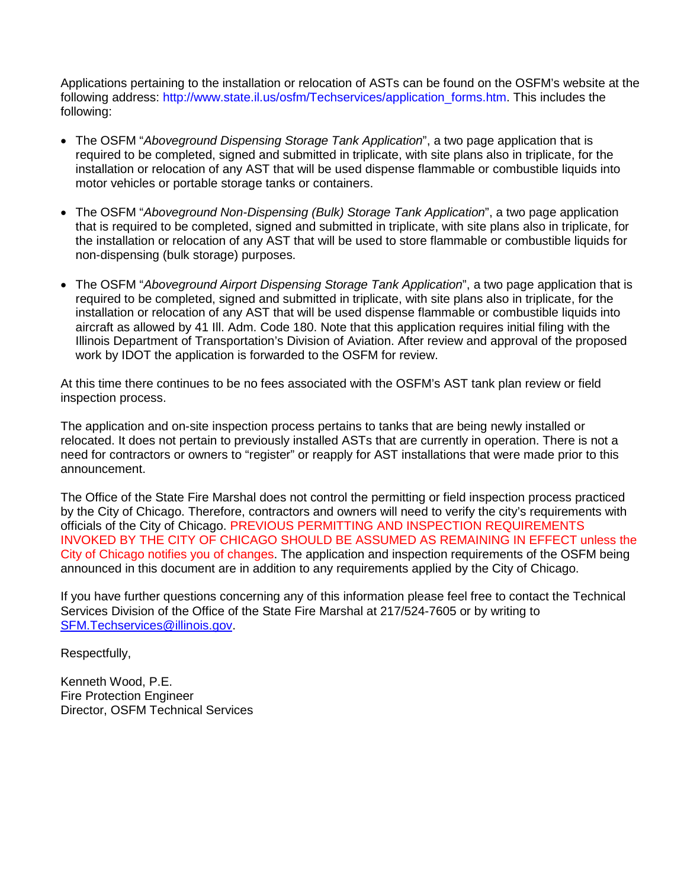Applications pertaining to the installation or relocation of ASTs can be found on the OSFM's website at the following address: http://www.state.il.us/osfm/Techservices/application_forms.htm. This includes the following:

- The OSFM "*Aboveground Dispensing Storage Tank Application*", a two page application that is required to be completed, signed and submitted in triplicate, with site plans also in triplicate, for the installation or relocation of any AST that will be used dispense flammable or combustible liquids into motor vehicles or portable storage tanks or containers.

- The OSFM "*Aboveground Non-Dispensing (Bulk) Storage Tank Application*", a two page application that is required to be completed, signed and submitted in triplicate, with site plans also in triplicate, for the installation or relocation of any AST that will be used to store flammable or combustible liquids for non-dispensing (bulk storage) purposes.

- The OSFM "*Aboveground Airport Dispensing Storage Tank Application*", a two page application that is required to be completed, signed and submitted in triplicate, with site plans also in triplicate, for the installation or relocation of any AST that will be used dispense flammable or combustible liquids into aircraft as allowed by 41 Ill. Adm. Code 180. Note that this application requires initial filing with the Illinois Department of Transportation's Division of Aviation. After review and approval of the proposed work by IDOT the application is forwarded to the OSFM for review.

At this time there continues to be no fees associated with the OSFM's AST tank plan review or field inspection process.

The application and on-site inspection process pertains to tanks that are being newly installed or relocated. It does not pertain to previously installed ASTs that are currently in operation. There is not a need for contractors or owners to "register" or reapply for AST installations that were made prior to this announcement.

The Office of the State Fire Marshal does not control the permitting or field inspection process practiced by the City of Chicago. Therefore, contractors and owners will need to verify the city's requirements with officials of the City of Chicago. PREVIOUS PERMITTING AND INSPECTION REQUIREMENTS INVOKED BY THE CITY OF CHICAGO SHOULD BE ASSUMED AS REMAINING IN EFFECT unless the City of Chicago notifies you of changes. The application and inspection requirements of the OSFM being announced in this document are in addition to any requirements applied by the City of Chicago.

If you have further questions concerning any of this information please feel free to contact the Technical Services Division of the Office of the State Fire Marshal at 217/524-7605 or by writing to SFM.Techservices@illinois.gov.

Respectfully,

Kenneth Wood, P.E.
Fire Protection Engineer
Director, OSFM Technical Services